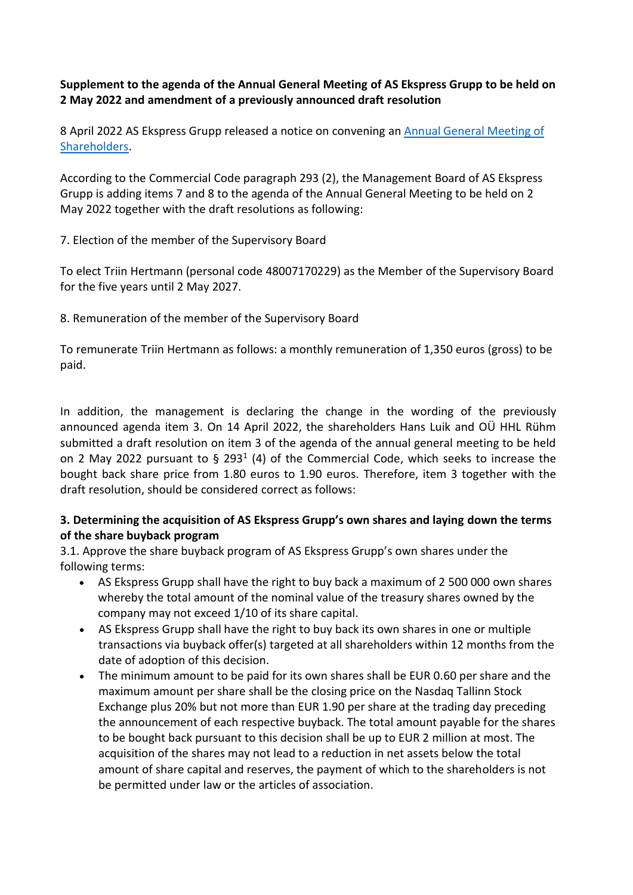**Supplement to the agenda of the Annual General Meeting of AS Ekspress Grupp to be held on 2 May 2022 and amendment of a previously announced draft resolution**

8 April 2022 AS Ekspress Grupp released a notice on convening an Annual General Meeting of Shareholders.

According to the Commercial Code paragraph 293 (2), the Management Board of AS Ekspress Grupp is adding items 7 and 8 to the agenda of the Annual General Meeting to be held on 2 May 2022 together with the draft resolutions as following:

7. Election of the member of the Supervisory Board

To elect Triin Hertmann (personal code 48007170229) as the Member of the Supervisory Board for the five years until 2 May 2027.

8. Remuneration of the member of the Supervisory Board

To remunerate Triin Hertmann as follows: a monthly remuneration of 1,350 euros (gross) to be paid.

In addition, the management is declaring the change in the wording of the previously announced agenda item 3. On 14 April 2022, the shareholders Hans Luik and OÜ HHL Rühm submitted a draft resolution on item 3 of the agenda of the annual general meeting to be held on 2 May 2022 pursuant to § 293[1] (4) of the Commercial Code, which seeks to increase the bought back share price from 1.80 euros to 1.90 euros. Therefore, item 3 together with the draft resolution, should be considered correct as follows:

**3. Determining the acquisition of AS Ekspress Grupp's own shares and laying down the terms of the share buyback program**

3.1. Approve the share buyback program of AS Ekspress Grupp's own shares under the following terms:

- AS Ekspress Grupp shall have the right to buy back a maximum of 2 500 000 own shares whereby the total amount of the nominal value of the treasury shares owned by the company may not exceed 1/10 of its share capital.
- AS Ekspress Grupp shall have the right to buy back its own shares in one or multiple transactions via buyback offer(s) targeted at all shareholders within 12 months from the date of adoption of this decision.
- The minimum amount to be paid for its own shares shall be EUR 0.60 per share and the maximum amount per share shall be the closing price on the Nasdaq Tallinn Stock Exchange plus 20% but not more than EUR 1.90 per share at the trading day preceding the announcement of each respective buyback. The total amount payable for the shares to be bought back pursuant to this decision shall be up to EUR 2 million at most. The acquisition of the shares may not lead to a reduction in net assets below the total amount of share capital and reserves, the payment of which to the shareholders is not be permitted under law or the articles of association.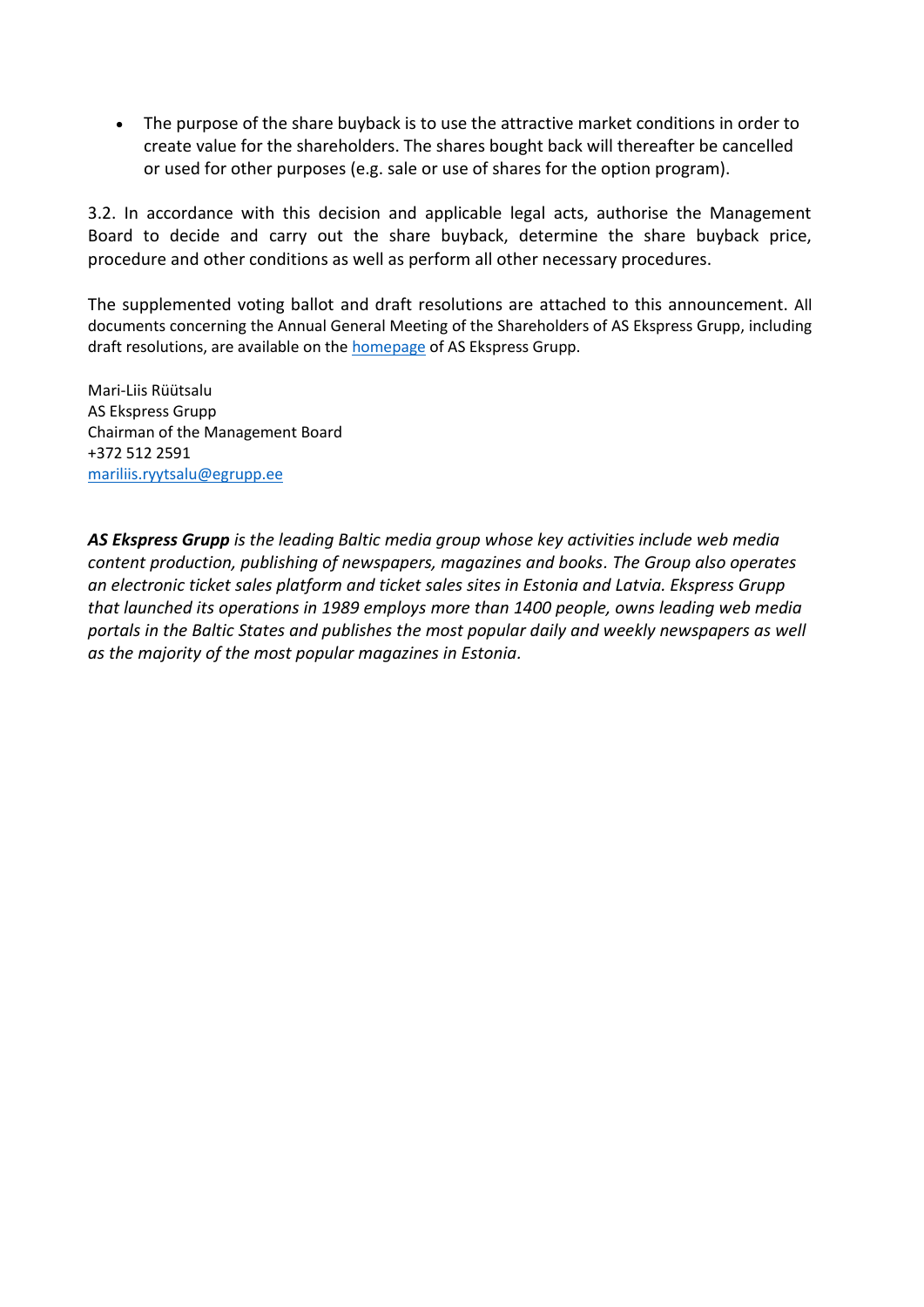- The purpose of the share buyback is to use the attractive market conditions in order to create value for the shareholders. The shares bought back will thereafter be cancelled or used for other purposes (e.g. sale or use of shares for the option program).

3.2. In accordance with this decision and applicable legal acts, authorise the Management Board to decide and carry out the share buyback, determine the share buyback price, procedure and other conditions as well as perform all other necessary procedures.

The supplemented voting ballot and draft resolutions are attached to this announcement. All documents concerning the Annual General Meeting of the Shareholders of AS Ekspress Grupp, including draft resolutions, are available on the homepage of AS Ekspress Grupp.

Mari-Liis Rüütsalu
AS Ekspress Grupp
Chairman of the Management Board
+372 512 2591
mariliis.ryytsalu@egrupp.ee

***AS Ekspress Grupp*** *is the leading Baltic media group whose key activities include web media content production, publishing of newspapers, magazines and books. The Group also operates an electronic ticket sales platform and ticket sales sites in Estonia and Latvia. Ekspress Grupp that launched its operations in 1989 employs more than 1400 people, owns leading web media portals in the Baltic States and publishes the most popular daily and weekly newspapers as well as the majority of the most popular magazines in Estonia.*